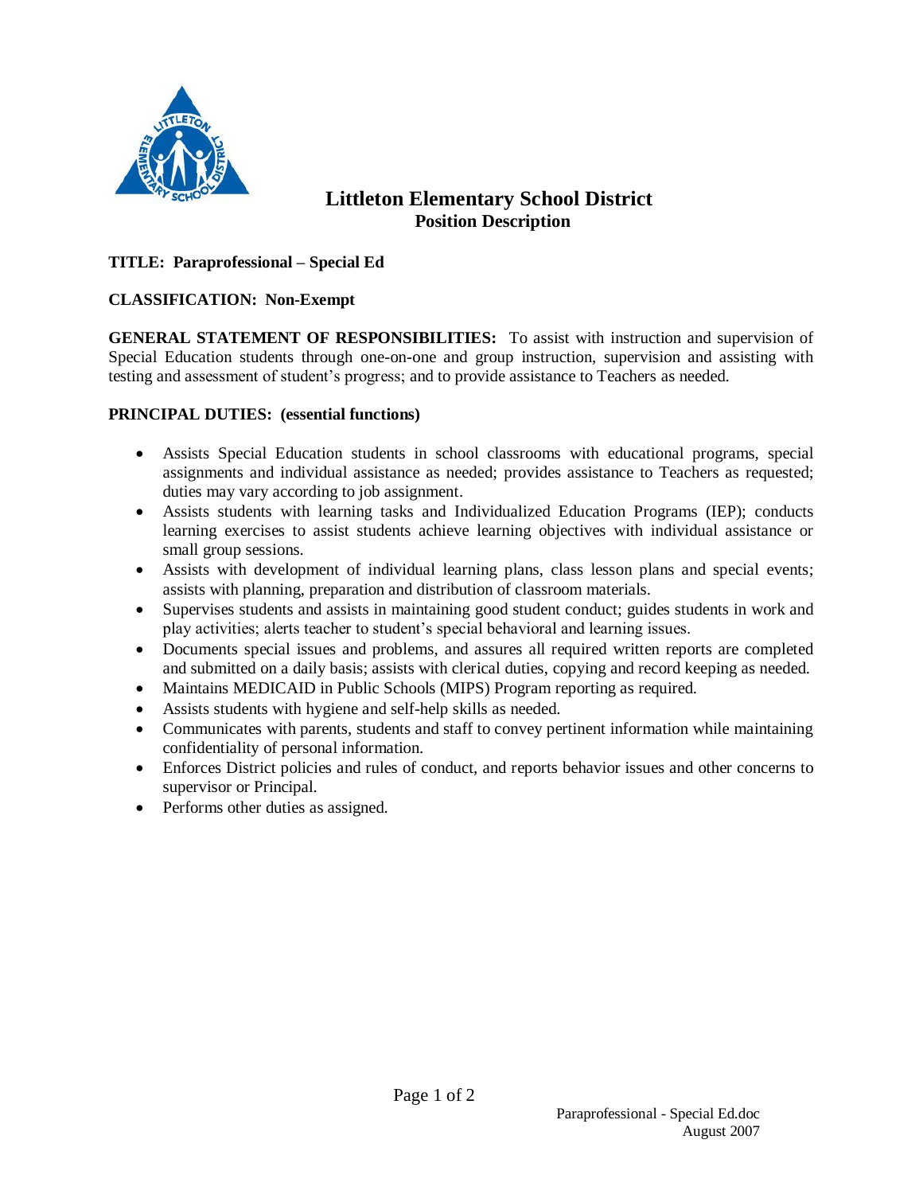# Littleton Elementary School District

## Position Description

**TITLE: Paraprofessional – Special Ed**

**CLASSIFICATION: Non-Exempt**

**GENERAL STATEMENT OF RESPONSIBILITIES:** To assist with instruction and supervision of Special Education students through one-on-one and group instruction, supervision and assisting with testing and assessment of student's progress; and to provide assistance to Teachers as needed.

**PRINCIPAL DUTIES: (essential functions)**

- Assists Special Education students in school classrooms with educational programs, special assignments and individual assistance as needed; provides assistance to Teachers as requested; duties may vary according to job assignment.
- Assists students with learning tasks and Individualized Education Programs (IEP); conducts learning exercises to assist students achieve learning objectives with individual assistance or small group sessions.
- Assists with development of individual learning plans, class lesson plans and special events; assists with planning, preparation and distribution of classroom materials.
- Supervises students and assists in maintaining good student conduct; guides students in work and play activities; alerts teacher to student's special behavioral and learning issues.
- Documents special issues and problems, and assures all required written reports are completed and submitted on a daily basis; assists with clerical duties, copying and record keeping as needed.
- Maintains MEDICAID in Public Schools (MIPS) Program reporting as required.
- Assists students with hygiene and self-help skills as needed.
- Communicates with parents, students and staff to convey pertinent information while maintaining confidentiality of personal information.
- Enforces District policies and rules of conduct, and reports behavior issues and other concerns to supervisor or Principal.
- Performs other duties as assigned.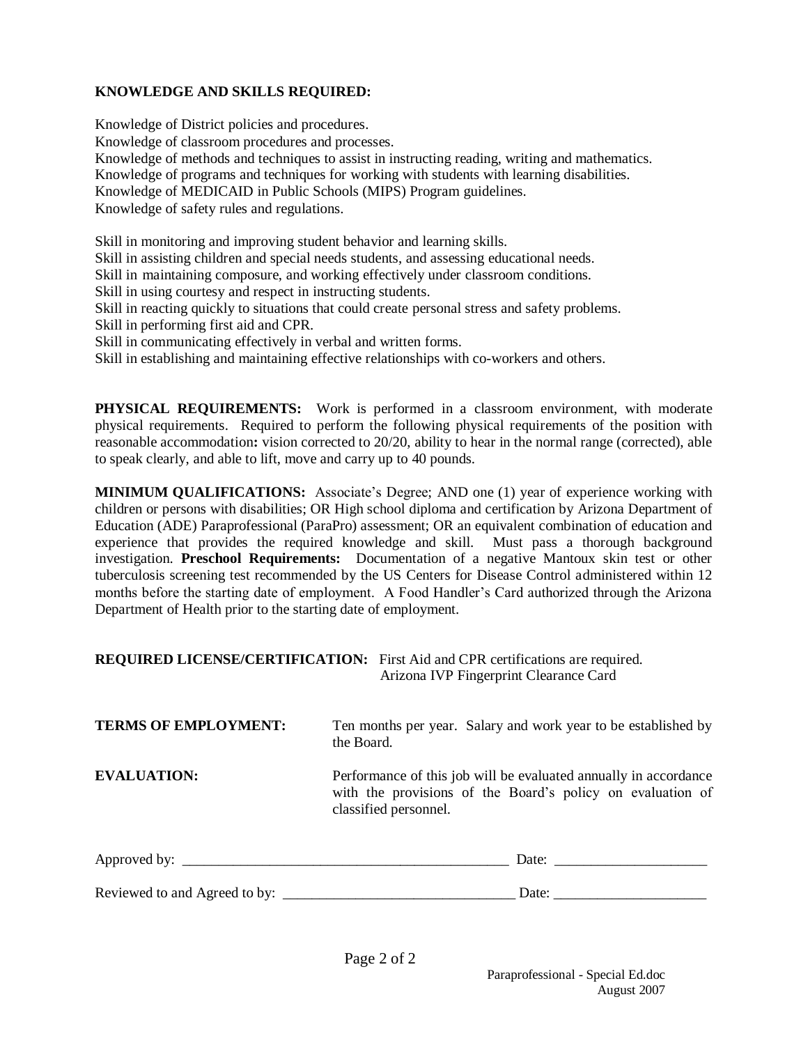**KNOWLEDGE AND SKILLS REQUIRED:**

Knowledge of District policies and procedures.
Knowledge of classroom procedures and processes.
Knowledge of methods and techniques to assist in instructing reading, writing and mathematics.
Knowledge of programs and techniques for working with students with learning disabilities.
Knowledge of MEDICAID in Public Schools (MIPS) Program guidelines.
Knowledge of safety rules and regulations.

Skill in monitoring and improving student behavior and learning skills.
Skill in assisting children and special needs students, and assessing educational needs.
Skill in maintaining composure, and working effectively under classroom conditions.
Skill in using courtesy and respect in instructing students.
Skill in reacting quickly to situations that could create personal stress and safety problems.
Skill in performing first aid and CPR.
Skill in communicating effectively in verbal and written forms.
Skill in establishing and maintaining effective relationships with co-workers and others.

**PHYSICAL REQUIREMENTS:** Work is performed in a classroom environment, with moderate physical requirements. Required to perform the following physical requirements of the position with reasonable accommodation**:** vision corrected to 20/20, ability to hear in the normal range (corrected), able to speak clearly, and able to lift, move and carry up to 40 pounds.

**MINIMUM QUALIFICATIONS:** Associate's Degree; AND one (1) year of experience working with children or persons with disabilities; OR High school diploma and certification by Arizona Department of Education (ADE) Paraprofessional (ParaPro) assessment; OR an equivalent combination of education and experience that provides the required knowledge and skill. Must pass a thorough background investigation. **Preschool Requirements:** Documentation of a negative Mantoux skin test or other tuberculosis screening test recommended by the US Centers for Disease Control administered within 12 months before the starting date of employment. A Food Handler's Card authorized through the Arizona Department of Health prior to the starting date of employment.

**REQUIRED LICENSE/CERTIFICATION:** First Aid and CPR certifications are required.
Arizona IVP Fingerprint Clearance Card

**TERMS OF EMPLOYMENT:** Ten months per year. Salary and work year to be established by the Board.

**EVALUATION:** Performance of this job will be evaluated annually in accordance with the provisions of the Board's policy on evaluation of classified personnel.

Approved by: ______________________________________________ Date: _____________________

Reviewed to and Agreed to by: ________________________________ Date: _____________________

Paraprofessional - Special Ed.doc
August 2007